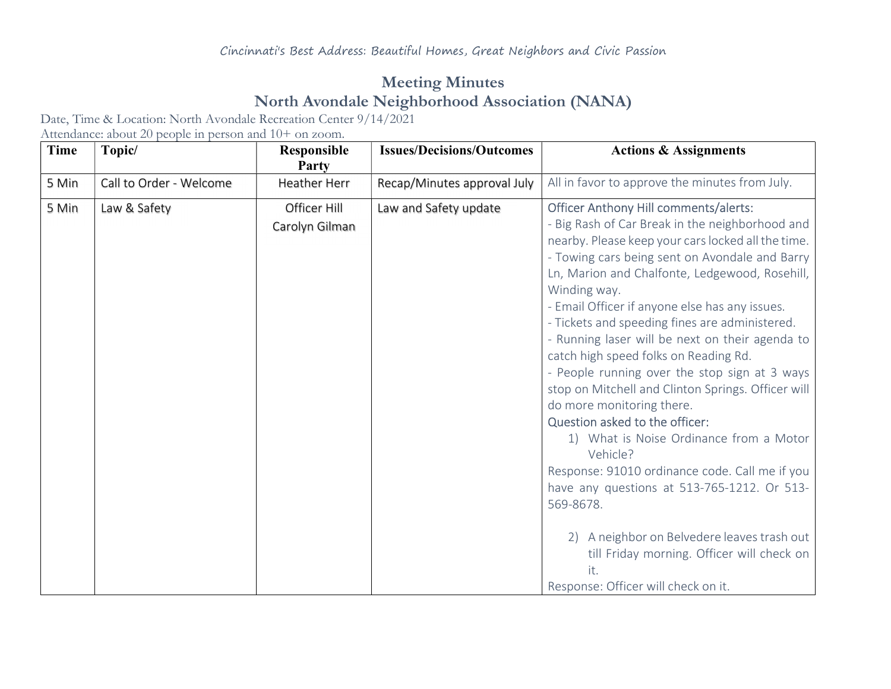Cincinnati's Best Address: Beautiful Homes, Great Neighbors and Civic Passion

# Meeting Minutes

## North Avondale Neighborhood Association (NANA)

Date, Time & Location: North Avondale Recreation Center 9/14/2021

Attendance: about 20 people in person and 10+ on zoom.

| Time | Topic/ | Responsible Party | Issues/Decisions/Outcomes | Actions & Assignments |
|---|---|---|---|---|
| 5 Min | Call to Order - Welcome | Heather Herr | Recap/Minutes approval July | All in favor to approve the minutes from July. |
| 5 Min | Law & Safety | Officer Hill<br>Carolyn Gilman | Law and Safety update | Officer Anthony Hill comments/alerts:<br>- Big Rash of Car Break in the neighborhood and nearby. Please keep your cars locked all the time.<br>- Towing cars being sent on Avondale and Barry Ln, Marion and Chalfonte, Ledgewood, Rosehill, Winding way.<br>- Email Officer if anyone else has any issues.<br>- Tickets and speeding fines are administered.<br>- Running laser will be next on their agenda to catch high speed folks on Reading Rd.<br>- People running over the stop sign at 3 ways stop on Mitchell and Clinton Springs. Officer will do more monitoring there.<br>Question asked to the officer:<br>1) What is Noise Ordinance from a Motor Vehicle?<br>Response: 91010 ordinance code. Call me if you have any questions at 513-765-1212. Or 513-569-8678.<br><br>2) A neighbor on Belvedere leaves trash out till Friday morning. Officer will check on it.<br>Response: Officer will check on it. |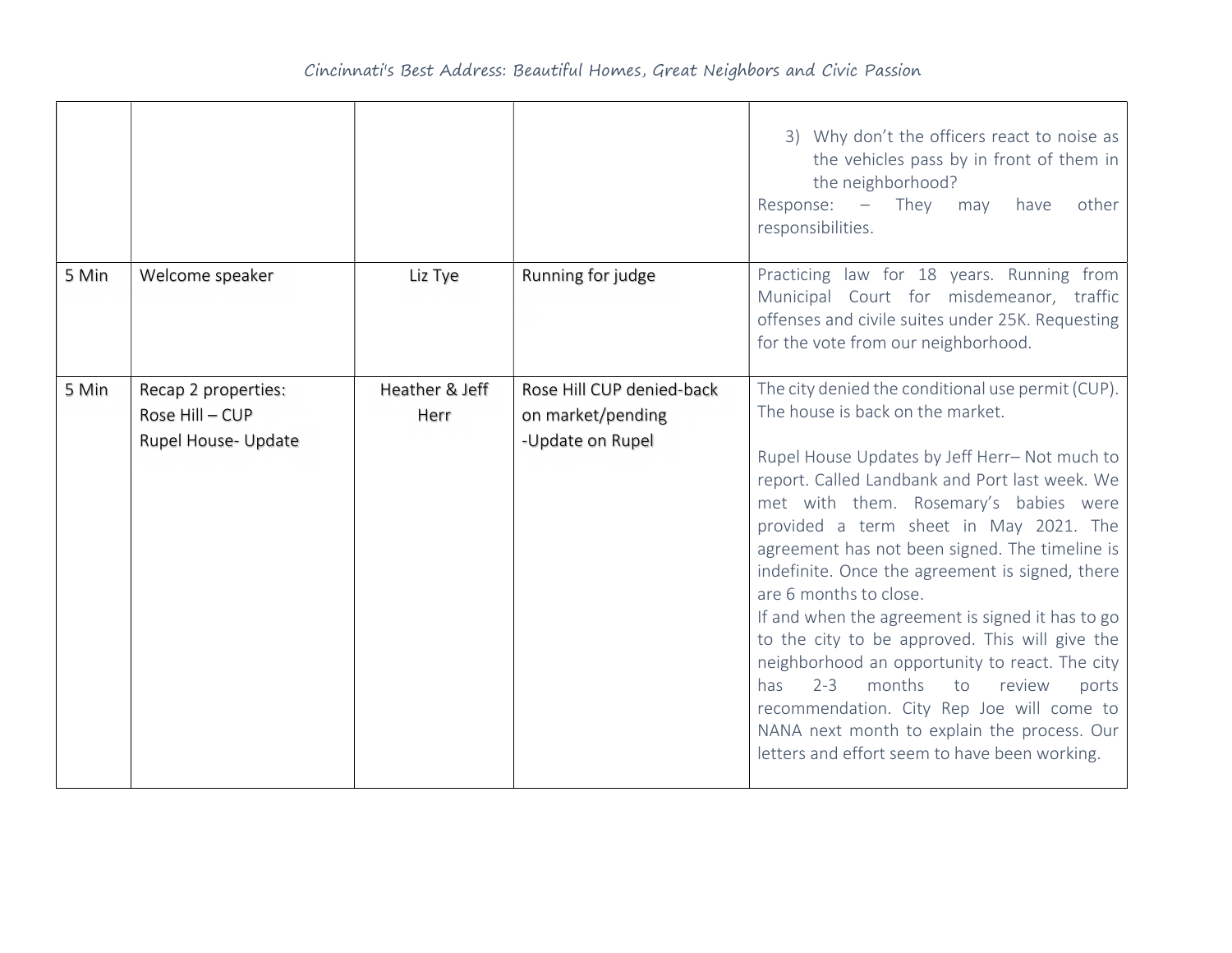| | | | | 3) Why don't the officers react to noise as the vehicles pass by in front of them in the neighborhood?<br>Response: – They may have other responsibilities. |
|---|---|---|---|---|
| 5 Min | Welcome speaker | Liz Tye | Running for judge | Practicing law for 18 years. Running from Municipal Court for misdemeanor, traffic offenses and civile suites under 25K. Requesting for the vote from our neighborhood. |
| 5 Min | Recap 2 properties:<br>Rose Hill – CUP<br>Rupel House- Update | Heather & Jeff Herr | Rose Hill CUP denied-back on market/pending<br>-Update on Rupel | The city denied the conditional use permit (CUP). The house is back on the market.<br><br>Rupel House Updates by Jeff Herr– Not much to report. Called Landbank and Port last week. We met with them. Rosemary's babies were provided a term sheet in May 2021. The agreement has not been signed. The timeline is indefinite. Once the agreement is signed, there are 6 months to close.<br>If and when the agreement is signed it has to go to the city to be approved. This will give the neighborhood an opportunity to react. The city has 2-3 months to review ports recommendation. City Rep Joe will come to NANA next month to explain the process. Our letters and effort seem to have been working. |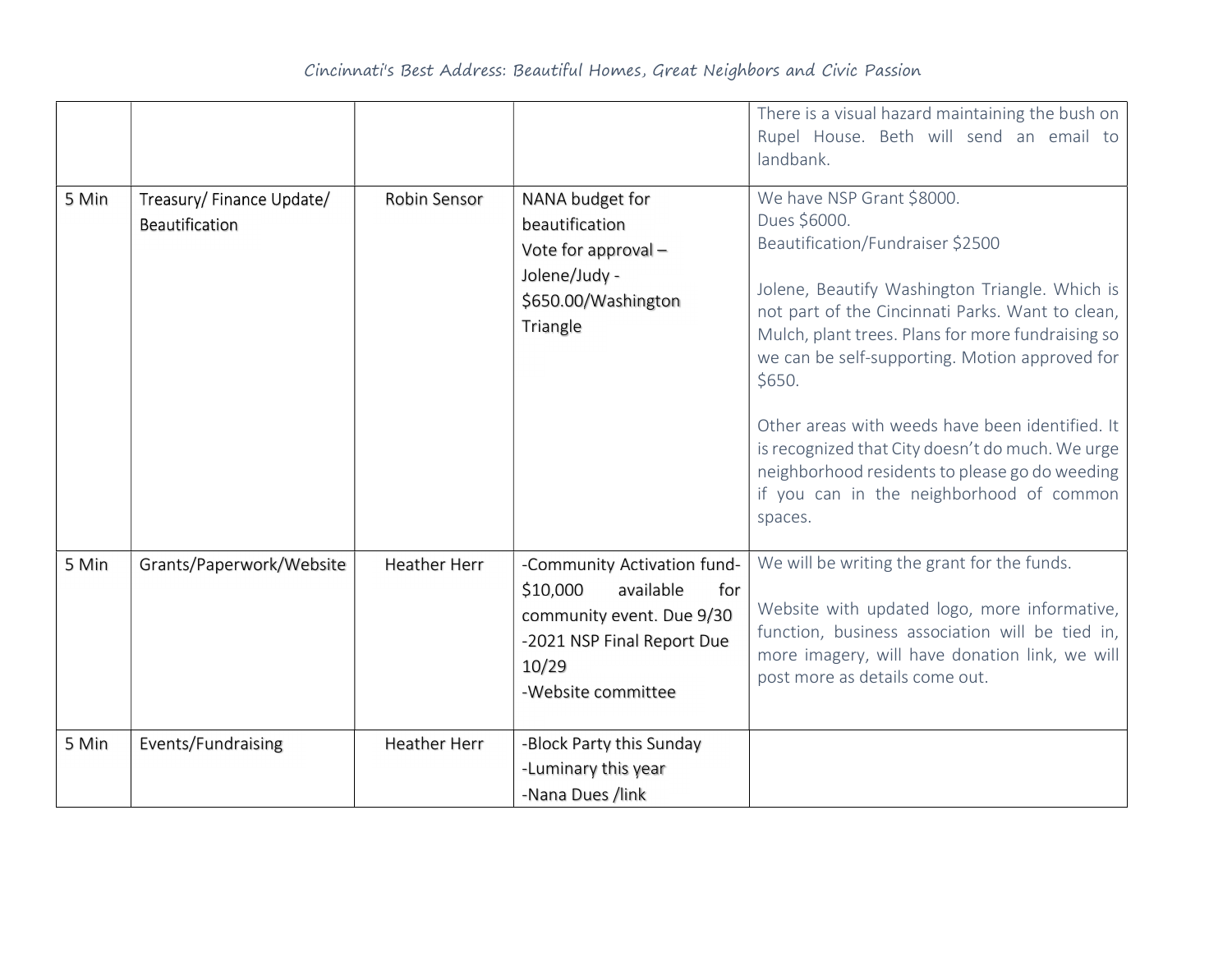| | | | | |
|---|---|---|---|---|
| | | | | There is a visual hazard maintaining the bush on Rupel House. Beth will send an email to landbank. |
| 5 Min | Treasury/ Finance Update/ Beautification | Robin Sensor | NANA budget for beautification<br>Vote for approval – Jolene/Judy - $650.00/Washington Triangle | We have NSP Grant $8000.<br>Dues $6000.<br>Beautification/Fundraiser $2500<br><br>Jolene, Beautify Washington Triangle. Which is not part of the Cincinnati Parks. Want to clean, Mulch, plant trees. Plans for more fundraising so we can be self-supporting. Motion approved for $650.<br><br>Other areas with weeds have been identified. It is recognized that City doesn't do much. We urge neighborhood residents to please go do weeding if you can in the neighborhood of common spaces. |
| 5 Min | Grants/Paperwork/Website | Heather Herr | -Community Activation fund- $10,000 available for community event. Due 9/30<br>-2021 NSP Final Report Due 10/29<br>-Website committee | We will be writing the grant for the funds.<br><br>Website with updated logo, more informative, function, business association will be tied in, more imagery, will have donation link, we will post more as details come out. |
| 5 Min | Events/Fundraising | Heather Herr | -Block Party this Sunday<br>-Luminary this year<br>-Nana Dues /link | |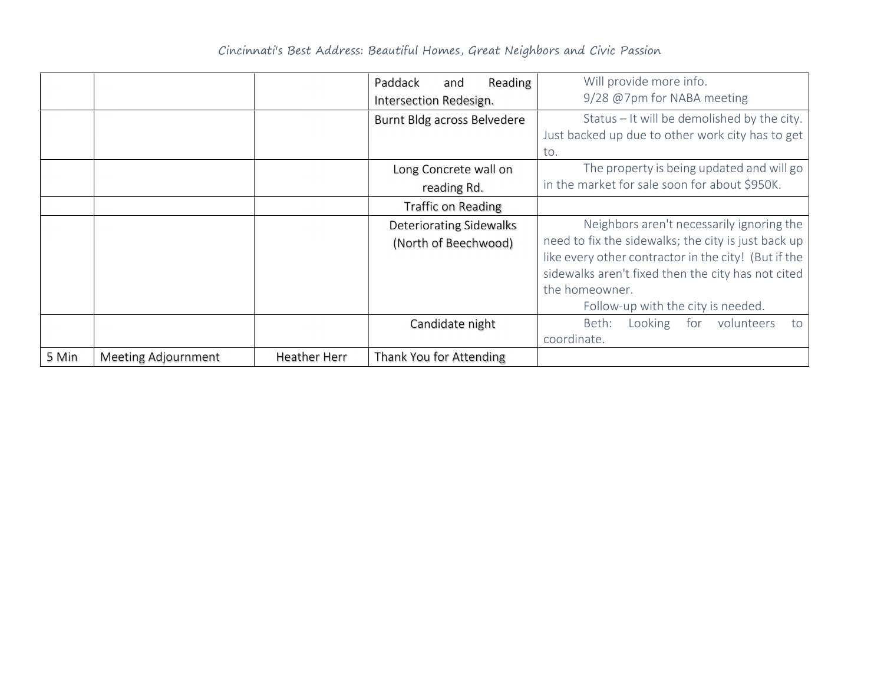| | | | | |
|---|---|---|---|---|
| | | | Paddack and Reading Intersection Redesign. | Will provide more info. 9/28 @7pm for NABA meeting |
| | | | Burnt Bldg across Belvedere | Status – It will be demolished by the city. Just backed up due to other work city has to get to. |
| | | | Long Concrete wall on reading Rd. | The property is being updated and will go in the market for sale soon for about $950K. |
| | | | Traffic on Reading | |
| | | | Deteriorating Sidewalks (North of Beechwood) | Neighbors aren't necessarily ignoring the need to fix the sidewalks; the city is just back up like every other contractor in the city! (But if the sidewalks aren't fixed then the city has not cited the homeowner. Follow-up with the city is needed. |
| | | | Candidate night | Beth: Looking for volunteers to coordinate. |
| 5 Min | Meeting Adjournment | Heather Herr | Thank You for Attending | |